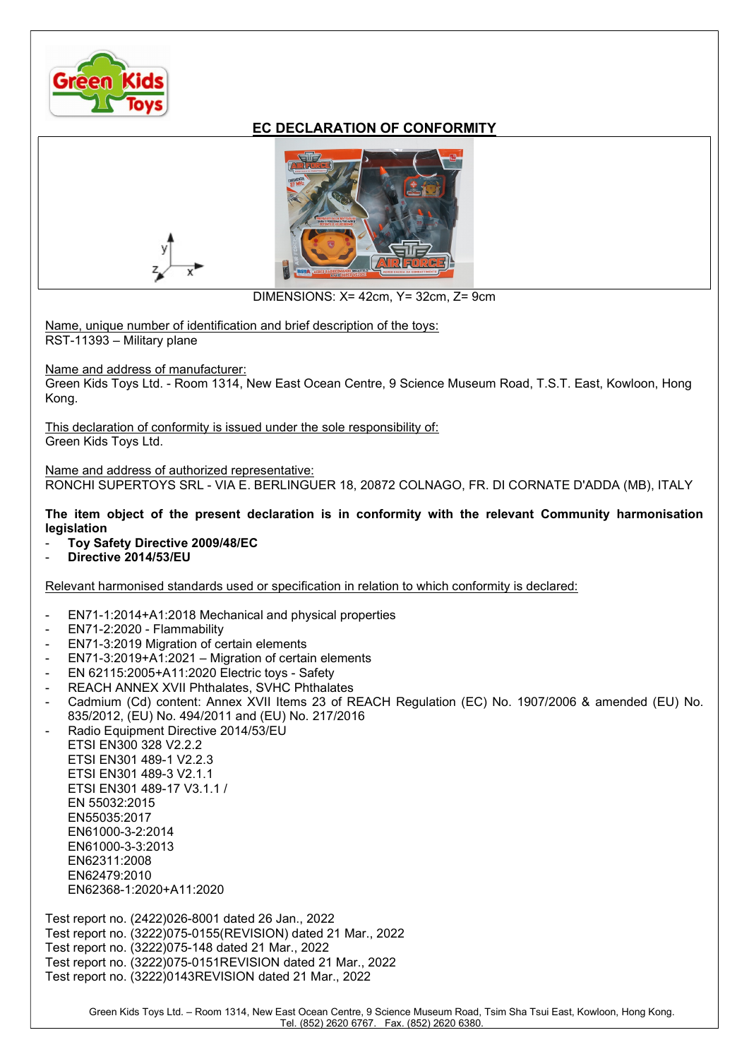# EC DECLARATION OF CONFORMITY

DIMENSIONS: X= 42cm, Y= 32cm, Z= 9cm

Name, unique number of identification and brief description of the toys:
RST-11393 – Military plane

Name and address of manufacturer:
Green Kids Toys Ltd. - Room 1314, New East Ocean Centre, 9 Science Museum Road, T.S.T. East, Kowloon, Hong Kong.

This declaration of conformity is issued under the sole responsibility of:
Green Kids Toys Ltd.

Name and address of authorized representative:
RONCHI SUPERTOYS SRL - VIA E. BERLINGUER 18, 20872 COLNAGO, FR. DI CORNATE D'ADDA (MB), ITALY

**The item object of the present declaration is in conformity with the relevant Community harmonisation legislation**

- **Toy Safety Directive 2009/48/EC**
- **Directive 2014/53/EU**

Relevant harmonised standards used or specification in relation to which conformity is declared:

- EN71-1:2014+A1:2018 Mechanical and physical properties
- EN71-2:2020 - Flammability
- EN71-3:2019 Migration of certain elements
- EN71-3:2019+A1:2021 – Migration of certain elements
- EN 62115:2005+A11:2020 Electric toys - Safety
- REACH ANNEX XVII Phthalates, SVHC Phthalates
- Cadmium (Cd) content: Annex XVII Items 23 of REACH Regulation (EC) No. 1907/2006 & amended (EU) No. 835/2012, (EU) No. 494/2011 and (EU) No. 217/2016
- Radio Equipment Directive 2014/53/EU
  ETSI EN300 328 V2.2.2
  ETSI EN301 489-1 V2.2.3
  ETSI EN301 489-3 V2.1.1
  ETSI EN301 489-17 V3.1.1 /
  EN 55032:2015
  EN55035:2017
  EN61000-3-2:2014
  EN61000-3-3:2013
  EN62311:2008
  EN62479:2010
  EN62368-1:2020+A11:2020

Test report no. (2422)026-8001 dated 26 Jan., 2022
Test report no. (3222)075-0155(REVISION) dated 21 Mar., 2022
Test report no. (3222)075-148 dated 21 Mar., 2022
Test report no. (3222)075-0151REVISION dated 21 Mar., 2022
Test report no. (3222)0143REVISION dated 21 Mar., 2022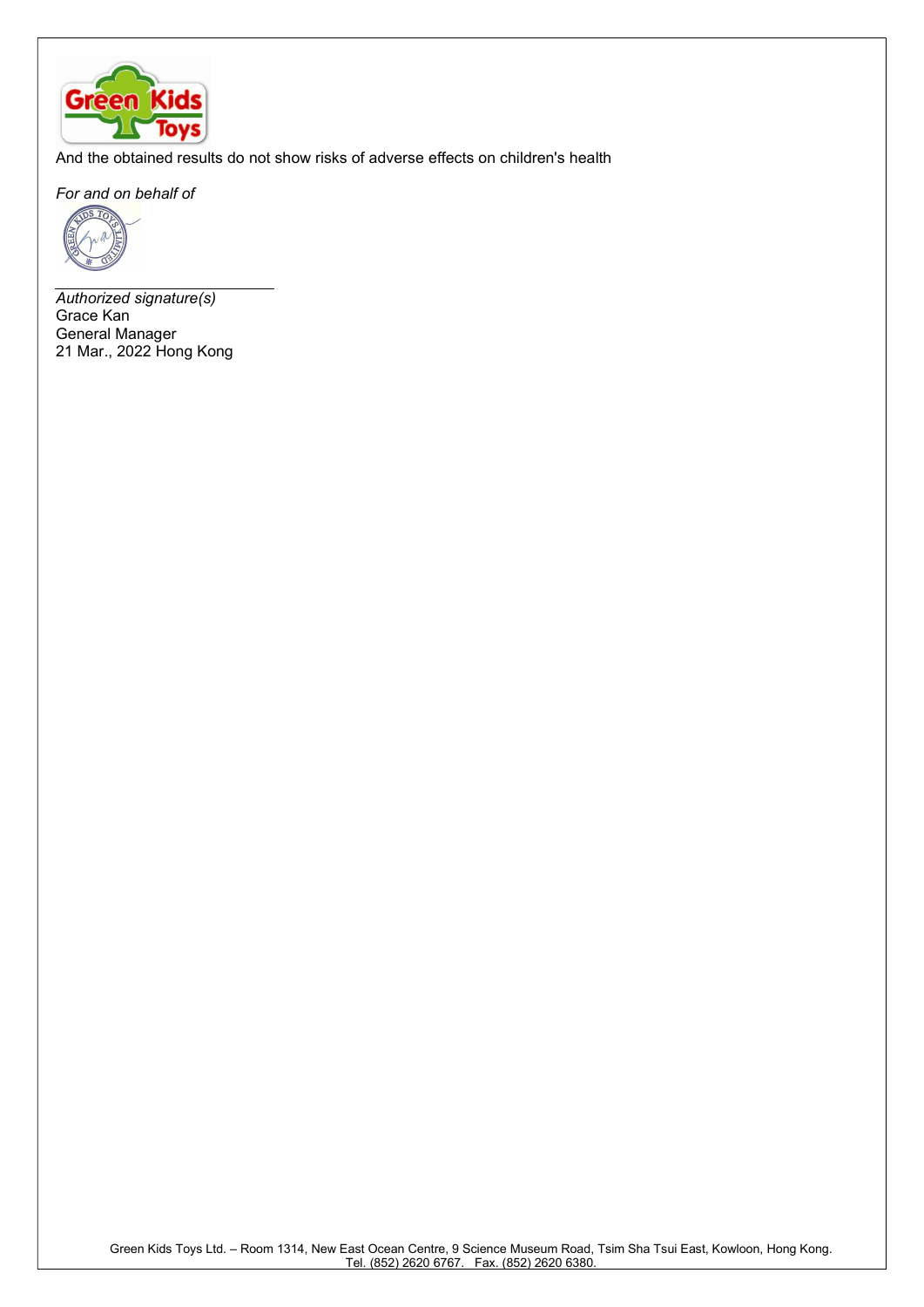And the obtained results do not show risks of adverse effects on children's health

*For and on behalf of*

*Authorized signature(s)*
Grace Kan
General Manager
21 Mar., 2022 Hong Kong

Green Kids Toys Ltd. – Room 1314, New East Ocean Centre, 9 Science Museum Road, Tsim Sha Tsui East, Kowloon, Hong Kong.
Tel. (852) 2620 6767. Fax. (852) 2620 6380.